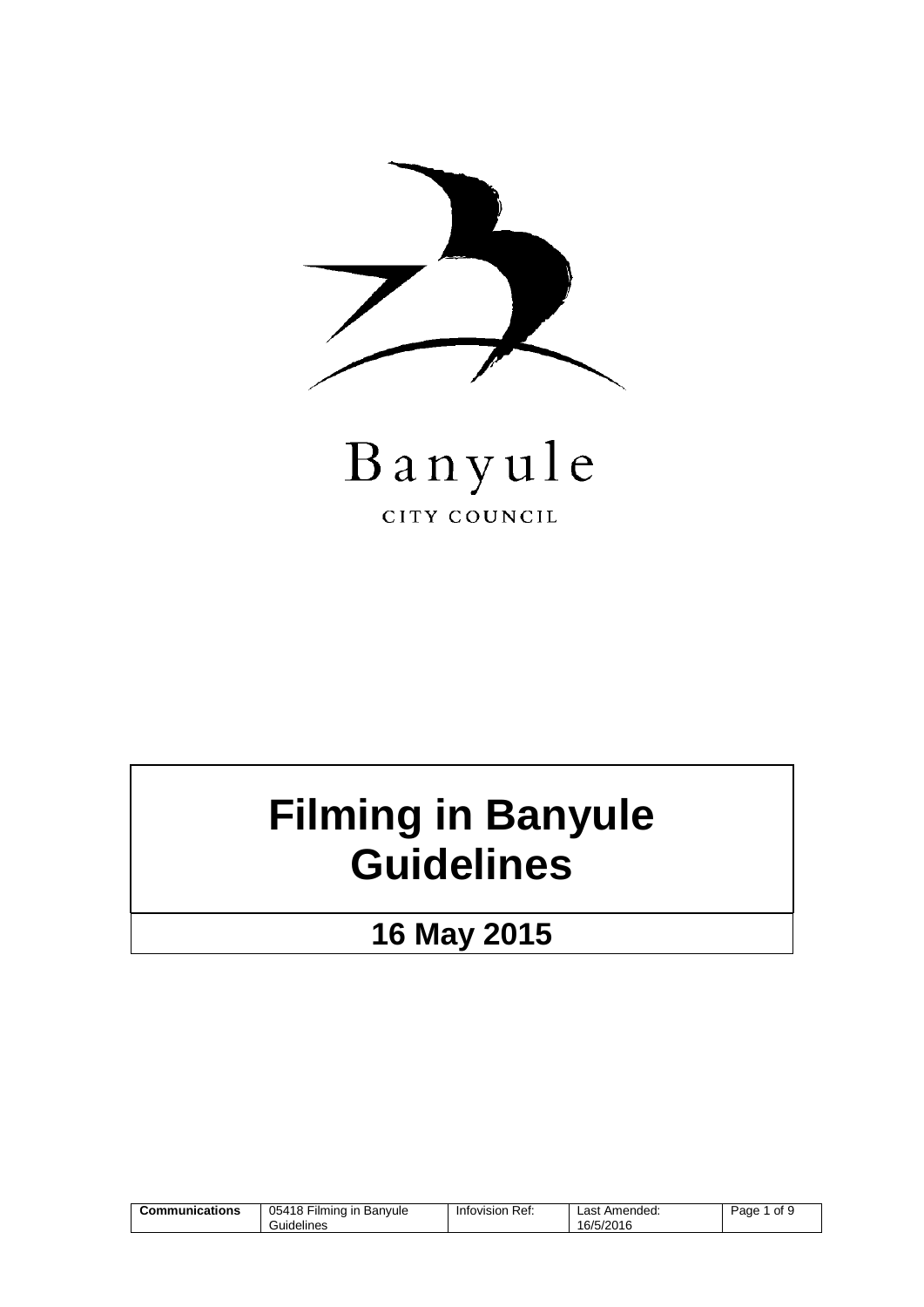Banyule

CITY COUNCIL

# Filming in Banyule Guidelines

## 16 May 2015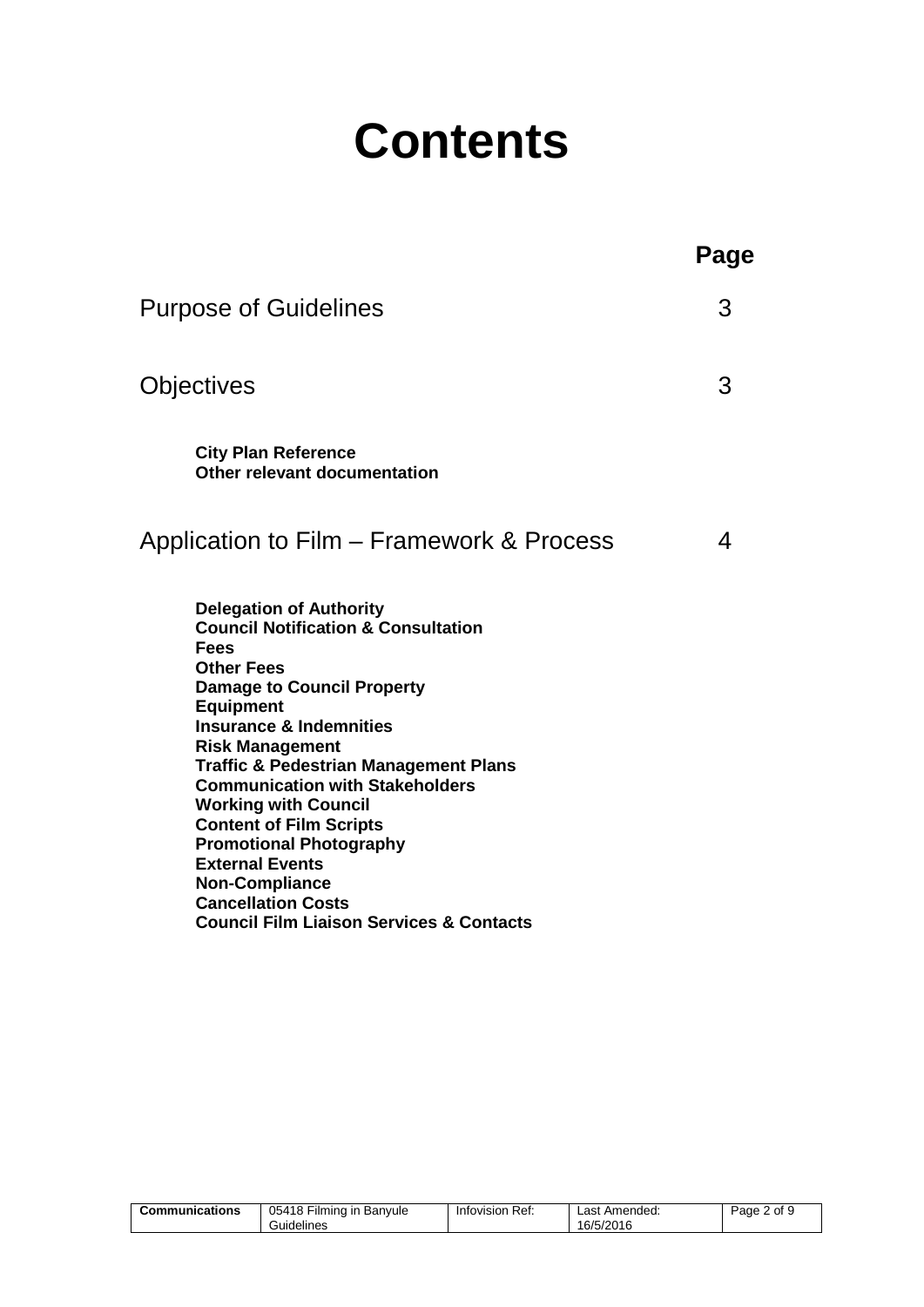# Contents

| | Page |
|---|---|
| Purpose of Guidelines | 3 |
| Objectives | 3 |
| **City Plan Reference**<br>**Other relevant documentation** | |
| Application to Film – Framework & Process | 4 |
| **Delegation of Authority**<br>**Council Notification & Consultation**<br>**Fees**<br>**Other Fees**<br>**Damage to Council Property**<br>**Equipment**<br>**Insurance & Indemnities**<br>**Risk Management**<br>**Traffic & Pedestrian Management Plans**<br>**Communication with Stakeholders**<br>**Working with Council**<br>**Content of Film Scripts**<br>**Promotional Photography**<br>**External Events**<br>**Non-Compliance**<br>**Cancellation Costs**<br>**Council Film Liaison Services & Contacts** | |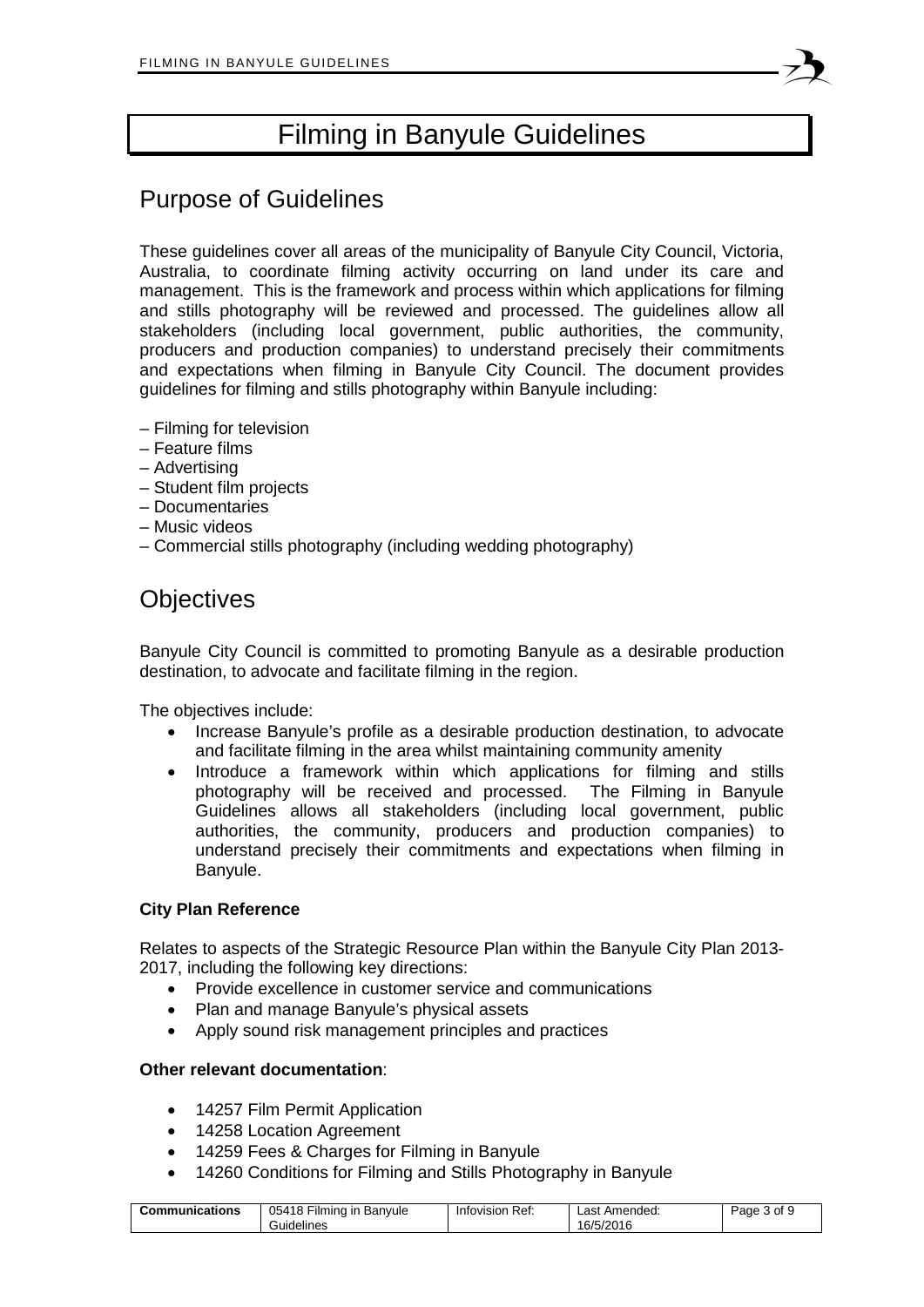# Filming in Banyule Guidelines

## Purpose of Guidelines

These guidelines cover all areas of the municipality of Banyule City Council, Victoria, Australia, to coordinate filming activity occurring on land under its care and management. This is the framework and process within which applications for filming and stills photography will be reviewed and processed. The guidelines allow all stakeholders (including local government, public authorities, the community, producers and production companies) to understand precisely their commitments and expectations when filming in Banyule City Council. The document provides guidelines for filming and stills photography within Banyule including:

– Filming for television
– Feature films
– Advertising
– Student film projects
– Documentaries
– Music videos
– Commercial stills photography (including wedding photography)

## Objectives

Banyule City Council is committed to promoting Banyule as a desirable production destination, to advocate and facilitate filming in the region.

The objectives include:

- Increase Banyule's profile as a desirable production destination, to advocate and facilitate filming in the area whilst maintaining community amenity
- Introduce a framework within which applications for filming and stills photography will be received and processed. The Filming in Banyule Guidelines allows all stakeholders (including local government, public authorities, the community, producers and production companies) to understand precisely their commitments and expectations when filming in Banyule.

**City Plan Reference**

Relates to aspects of the Strategic Resource Plan within the Banyule City Plan 2013-2017, including the following key directions:

- Provide excellence in customer service and communications
- Plan and manage Banyule's physical assets
- Apply sound risk management principles and practices

**Other relevant documentation**:

- 14257 Film Permit Application
- 14258 Location Agreement
- 14259 Fees & Charges for Filming in Banyule
- 14260 Conditions for Filming and Stills Photography in Banyule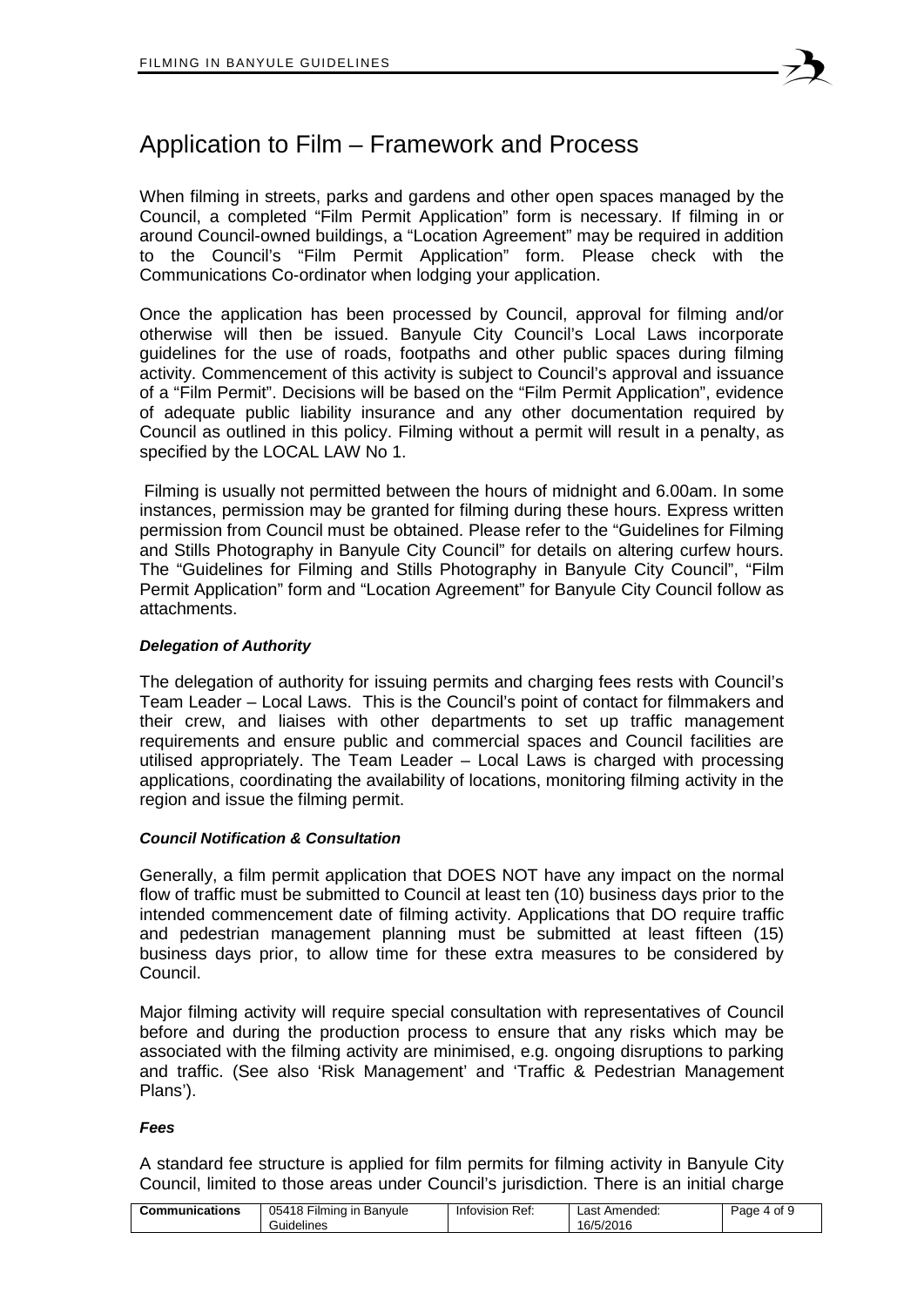# Application to Film – Framework and Process

When filming in streets, parks and gardens and other open spaces managed by the Council, a completed "Film Permit Application" form is necessary. If filming in or around Council-owned buildings, a "Location Agreement" may be required in addition to the Council's "Film Permit Application" form. Please check with the Communications Co-ordinator when lodging your application.

Once the application has been processed by Council, approval for filming and/or otherwise will then be issued. Banyule City Council's Local Laws incorporate guidelines for the use of roads, footpaths and other public spaces during filming activity. Commencement of this activity is subject to Council's approval and issuance of a "Film Permit". Decisions will be based on the "Film Permit Application", evidence of adequate public liability insurance and any other documentation required by Council as outlined in this policy. Filming without a permit will result in a penalty, as specified by the LOCAL LAW No 1.

Filming is usually not permitted between the hours of midnight and 6.00am. In some instances, permission may be granted for filming during these hours. Express written permission from Council must be obtained. Please refer to the "Guidelines for Filming and Stills Photography in Banyule City Council" for details on altering curfew hours. The "Guidelines for Filming and Stills Photography in Banyule City Council", "Film Permit Application" form and "Location Agreement" for Banyule City Council follow as attachments.

***Delegation of Authority***

The delegation of authority for issuing permits and charging fees rests with Council's Team Leader – Local Laws. This is the Council's point of contact for filmmakers and their crew, and liaises with other departments to set up traffic management requirements and ensure public and commercial spaces and Council facilities are utilised appropriately. The Team Leader – Local Laws is charged with processing applications, coordinating the availability of locations, monitoring filming activity in the region and issue the filming permit.

***Council Notification & Consultation***

Generally, a film permit application that DOES NOT have any impact on the normal flow of traffic must be submitted to Council at least ten (10) business days prior to the intended commencement date of filming activity. Applications that DO require traffic and pedestrian management planning must be submitted at least fifteen (15) business days prior, to allow time for these extra measures to be considered by Council.

Major filming activity will require special consultation with representatives of Council before and during the production process to ensure that any risks which may be associated with the filming activity are minimised, e.g. ongoing disruptions to parking and traffic. (See also 'Risk Management' and 'Traffic & Pedestrian Management Plans').

***Fees***

A standard fee structure is applied for film permits for filming activity in Banyule City Council, limited to those areas under Council's jurisdiction. There is an initial charge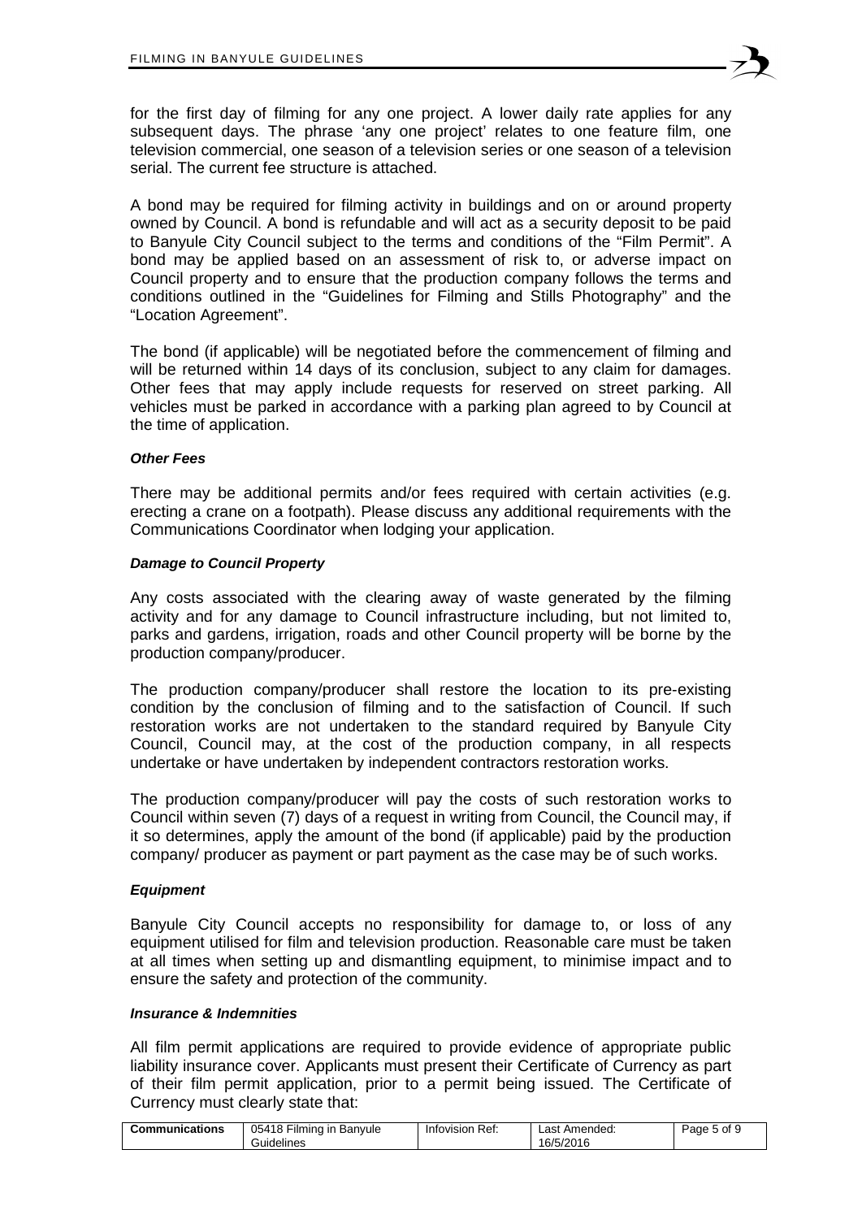for the first day of filming for any one project. A lower daily rate applies for any subsequent days. The phrase 'any one project' relates to one feature film, one television commercial, one season of a television series or one season of a television serial. The current fee structure is attached.

A bond may be required for filming activity in buildings and on or around property owned by Council. A bond is refundable and will act as a security deposit to be paid to Banyule City Council subject to the terms and conditions of the "Film Permit". A bond may be applied based on an assessment of risk to, or adverse impact on Council property and to ensure that the production company follows the terms and conditions outlined in the "Guidelines for Filming and Stills Photography" and the "Location Agreement".

The bond (if applicable) will be negotiated before the commencement of filming and will be returned within 14 days of its conclusion, subject to any claim for damages. Other fees that may apply include requests for reserved on street parking. All vehicles must be parked in accordance with a parking plan agreed to by Council at the time of application.

***Other Fees***

There may be additional permits and/or fees required with certain activities (e.g. erecting a crane on a footpath). Please discuss any additional requirements with the Communications Coordinator when lodging your application.

***Damage to Council Property***

Any costs associated with the clearing away of waste generated by the filming activity and for any damage to Council infrastructure including, but not limited to, parks and gardens, irrigation, roads and other Council property will be borne by the production company/producer.

The production company/producer shall restore the location to its pre-existing condition by the conclusion of filming and to the satisfaction of Council. If such restoration works are not undertaken to the standard required by Banyule City Council, Council may, at the cost of the production company, in all respects undertake or have undertaken by independent contractors restoration works.

The production company/producer will pay the costs of such restoration works to Council within seven (7) days of a request in writing from Council, the Council may, if it so determines, apply the amount of the bond (if applicable) paid by the production company/ producer as payment or part payment as the case may be of such works.

***Equipment***

Banyule City Council accepts no responsibility for damage to, or loss of any equipment utilised for film and television production. Reasonable care must be taken at all times when setting up and dismantling equipment, to minimise impact and to ensure the safety and protection of the community.

***Insurance & Indemnities***

All film permit applications are required to provide evidence of appropriate public liability insurance cover. Applicants must present their Certificate of Currency as part of their film permit application, prior to a permit being issued. The Certificate of Currency must clearly state that: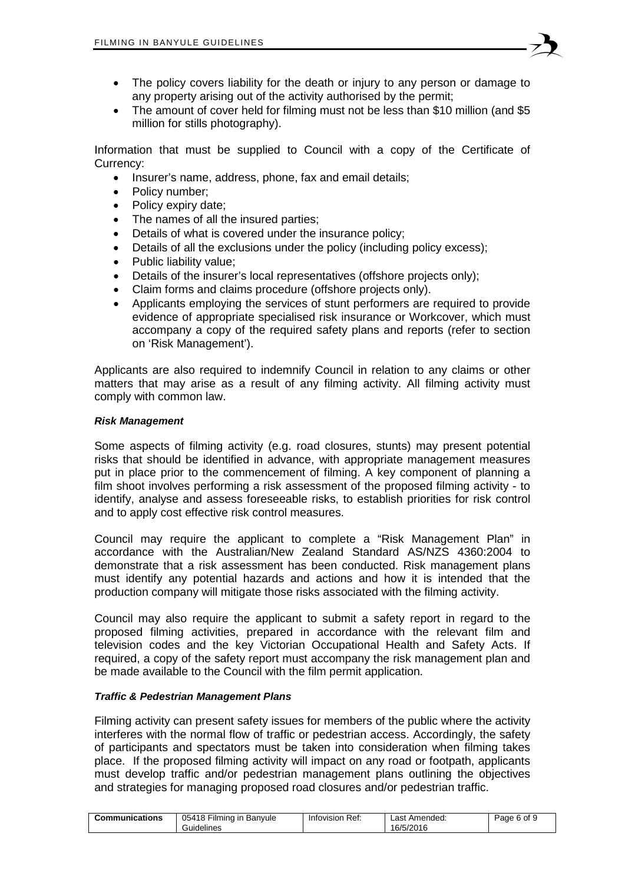- The policy covers liability for the death or injury to any person or damage to any property arising out of the activity authorised by the permit;
- The amount of cover held for filming must not be less than $10 million (and $5 million for stills photography).

Information that must be supplied to Council with a copy of the Certificate of Currency:

- Insurer's name, address, phone, fax and email details;
- Policy number;
- Policy expiry date;
- The names of all the insured parties;
- Details of what is covered under the insurance policy;
- Details of all the exclusions under the policy (including policy excess);
- Public liability value;
- Details of the insurer's local representatives (offshore projects only);
- Claim forms and claims procedure (offshore projects only).
- Applicants employing the services of stunt performers are required to provide evidence of appropriate specialised risk insurance or Workcover, which must accompany a copy of the required safety plans and reports (refer to section on 'Risk Management').

Applicants are also required to indemnify Council in relation to any claims or other matters that may arise as a result of any filming activity. All filming activity must comply with common law.

#### ***Risk Management***

Some aspects of filming activity (e.g. road closures, stunts) may present potential risks that should be identified in advance, with appropriate management measures put in place prior to the commencement of filming. A key component of planning a film shoot involves performing a risk assessment of the proposed filming activity - to identify, analyse and assess foreseeable risks, to establish priorities for risk control and to apply cost effective risk control measures.

Council may require the applicant to complete a "Risk Management Plan" in accordance with the Australian/New Zealand Standard AS/NZS 4360:2004 to demonstrate that a risk assessment has been conducted. Risk management plans must identify any potential hazards and actions and how it is intended that the production company will mitigate those risks associated with the filming activity.

Council may also require the applicant to submit a safety report in regard to the proposed filming activities, prepared in accordance with the relevant film and television codes and the key Victorian Occupational Health and Safety Acts. If required, a copy of the safety report must accompany the risk management plan and be made available to the Council with the film permit application.

#### ***Traffic & Pedestrian Management Plans***

Filming activity can present safety issues for members of the public where the activity interferes with the normal flow of traffic or pedestrian access. Accordingly, the safety of participants and spectators must be taken into consideration when filming takes place. If the proposed filming activity will impact on any road or footpath, applicants must develop traffic and/or pedestrian management plans outlining the objectives and strategies for managing proposed road closures and/or pedestrian traffic.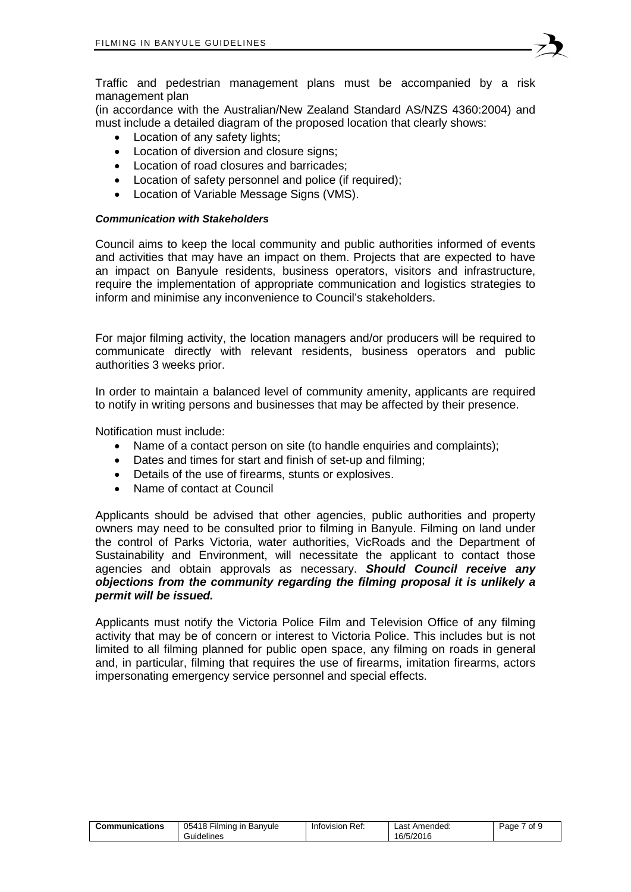Traffic and pedestrian management plans must be accompanied by a risk management plan
(in accordance with the Australian/New Zealand Standard AS/NZS 4360:2004) and must include a detailed diagram of the proposed location that clearly shows:

- Location of any safety lights;
- Location of diversion and closure signs;
- Location of road closures and barricades;
- Location of safety personnel and police (if required);
- Location of Variable Message Signs (VMS).

#### ***Communication with Stakeholders***

Council aims to keep the local community and public authorities informed of events and activities that may have an impact on them. Projects that are expected to have an impact on Banyule residents, business operators, visitors and infrastructure, require the implementation of appropriate communication and logistics strategies to inform and minimise any inconvenience to Council's stakeholders.

For major filming activity, the location managers and/or producers will be required to communicate directly with relevant residents, business operators and public authorities 3 weeks prior.

In order to maintain a balanced level of community amenity, applicants are required to notify in writing persons and businesses that may be affected by their presence.

Notification must include:

- Name of a contact person on site (to handle enquiries and complaints);
- Dates and times for start and finish of set-up and filming;
- Details of the use of firearms, stunts or explosives.
- Name of contact at Council

Applicants should be advised that other agencies, public authorities and property owners may need to be consulted prior to filming in Banyule. Filming on land under the control of Parks Victoria, water authorities, VicRoads and the Department of Sustainability and Environment, will necessitate the applicant to contact those agencies and obtain approvals as necessary. ***Should Council receive any objections from the community regarding the filming proposal it is unlikely a permit will be issued.***

Applicants must notify the Victoria Police Film and Television Office of any filming activity that may be of concern or interest to Victoria Police. This includes but is not limited to all filming planned for public open space, any filming on roads in general and, in particular, filming that requires the use of firearms, imitation firearms, actors impersonating emergency service personnel and special effects.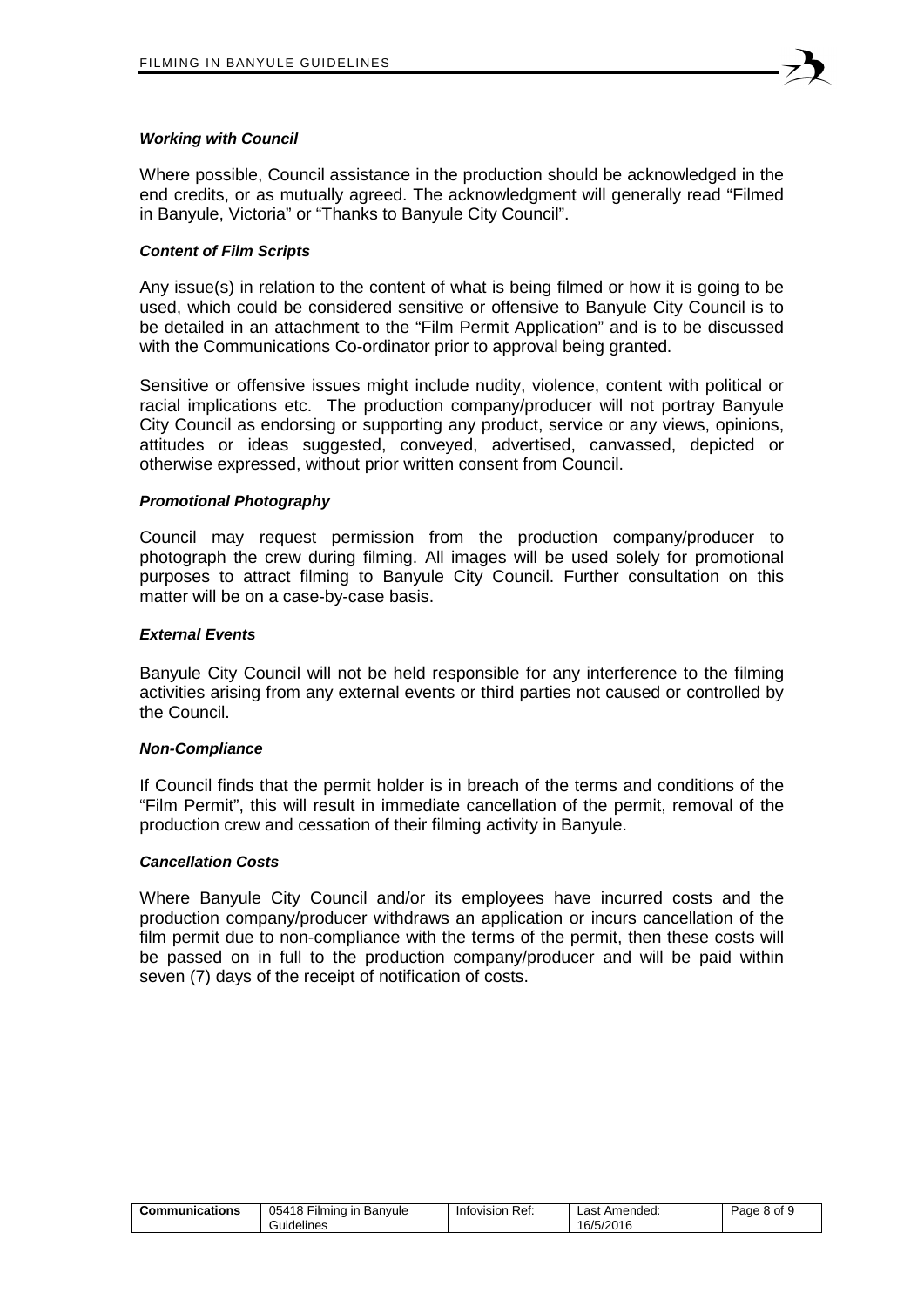### *Working with Council*

Where possible, Council assistance in the production should be acknowledged in the end credits, or as mutually agreed. The acknowledgment will generally read "Filmed in Banyule, Victoria" or "Thanks to Banyule City Council".

### *Content of Film Scripts*

Any issue(s) in relation to the content of what is being filmed or how it is going to be used, which could be considered sensitive or offensive to Banyule City Council is to be detailed in an attachment to the "Film Permit Application" and is to be discussed with the Communications Co-ordinator prior to approval being granted.

Sensitive or offensive issues might include nudity, violence, content with political or racial implications etc. The production company/producer will not portray Banyule City Council as endorsing or supporting any product, service or any views, opinions, attitudes or ideas suggested, conveyed, advertised, canvassed, depicted or otherwise expressed, without prior written consent from Council.

### *Promotional Photography*

Council may request permission from the production company/producer to photograph the crew during filming. All images will be used solely for promotional purposes to attract filming to Banyule City Council. Further consultation on this matter will be on a case-by-case basis.

### *External Events*

Banyule City Council will not be held responsible for any interference to the filming activities arising from any external events or third parties not caused or controlled by the Council.

### *Non-Compliance*

If Council finds that the permit holder is in breach of the terms and conditions of the "Film Permit", this will result in immediate cancellation of the permit, removal of the production crew and cessation of their filming activity in Banyule.

### *Cancellation Costs*

Where Banyule City Council and/or its employees have incurred costs and the production company/producer withdraws an application or incurs cancellation of the film permit due to non-compliance with the terms of the permit, then these costs will be passed on in full to the production company/producer and will be paid within seven (7) days of the receipt of notification of costs.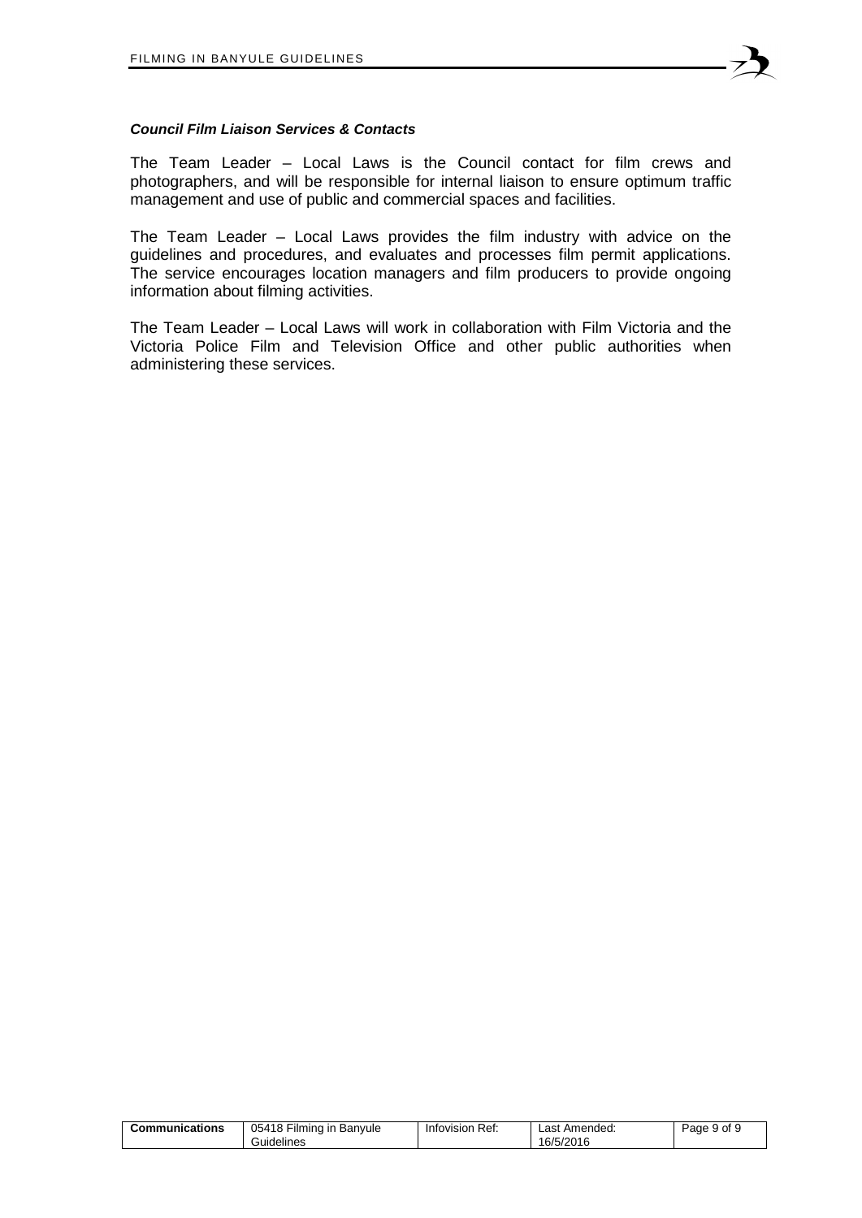***Council Film Liaison Services & Contacts***

The Team Leader – Local Laws is the Council contact for film crews and photographers, and will be responsible for internal liaison to ensure optimum traffic management and use of public and commercial spaces and facilities.

The Team Leader – Local Laws provides the film industry with advice on the guidelines and procedures, and evaluates and processes film permit applications. The service encourages location managers and film producers to provide ongoing information about filming activities.

The Team Leader – Local Laws will work in collaboration with Film Victoria and the Victoria Police Film and Television Office and other public authorities when administering these services.